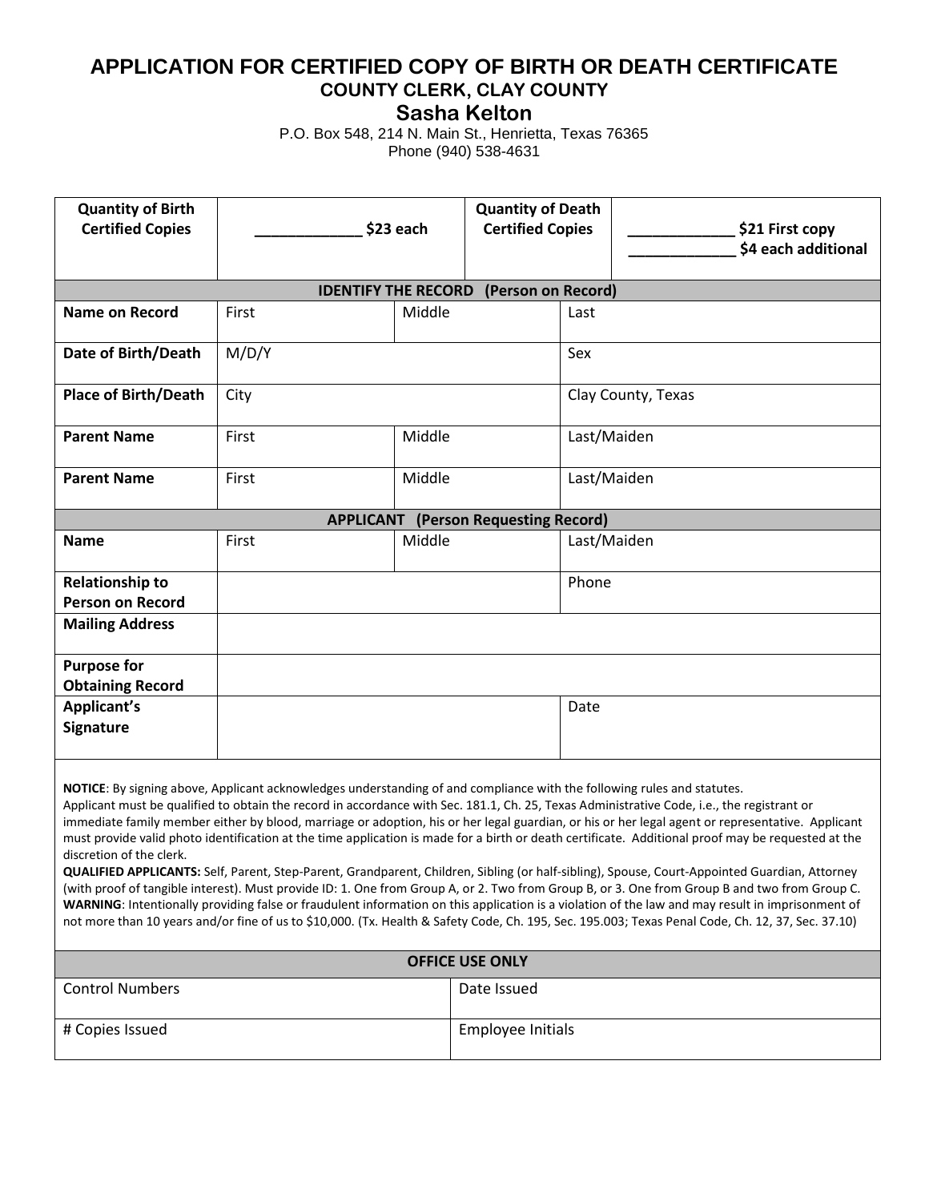# APPLICATION FOR CERTIFIED COPY OF BIRTH OR DEATH CERTIFICATE

## COUNTY CLERK, CLAY COUNTY

## Sasha Kelton

P.O. Box 548, 214 N. Main St., Henrietta, Texas 76365
Phone (940) 538-4631

| **Quantity of Birth Certified Copies** | _____________ **$23 each** | **Quantity of Death Certified Copies** | _____________ **$21 First copy**<br>_____________ **$4 each additional** |
|---|---|---|---|

| **IDENTIFY THE RECORD (Person on Record)** | | | |
|---|---|---|---|
| **Name on Record** | First | Middle | Last |
| **Date of Birth/Death** | M/D/Y | | Sex |
| **Place of Birth/Death** | City | | Clay County, Texas |
| **Parent Name** | First | Middle | Last/Maiden |
| **Parent Name** | First | Middle | Last/Maiden |
| **APPLICANT (Person Requesting Record)** | | | |
| **Name** | First | Middle | Last/Maiden |
| **Relationship to Person on Record** | | | Phone |
| **Mailing Address** | | | |
| **Purpose for Obtaining Record** | | | |
| **Applicant's Signature** | | | Date |

**NOTICE**: By signing above, Applicant acknowledges understanding of and compliance with the following rules and statutes.
Applicant must be qualified to obtain the record in accordance with Sec. 181.1, Ch. 25, Texas Administrative Code, i.e., the registrant or immediate family member either by blood, marriage or adoption, his or her legal guardian, or his or her legal agent or representative. Applicant must provide valid photo identification at the time application is made for a birth or death certificate. Additional proof may be requested at the discretion of the clerk.
**QUALIFIED APPLICANTS:** Self, Parent, Step-Parent, Grandparent, Children, Sibling (or half-sibling), Spouse, Court-Appointed Guardian, Attorney (with proof of tangible interest). Must provide ID: 1. One from Group A, or 2. Two from Group B, or 3. One from Group B and two from Group C.
**WARNING**: Intentionally providing false or fraudulent information on this application is a violation of the law and may result in imprisonment of not more than 10 years and/or fine of us to $10,000. (Tx. Health & Safety Code, Ch. 195, Sec. 195.003; Texas Penal Code, Ch. 12, 37, Sec. 37.10)

| **OFFICE USE ONLY** | |
|---|---|
| Control Numbers | Date Issued |
| # Copies Issued | Employee Initials |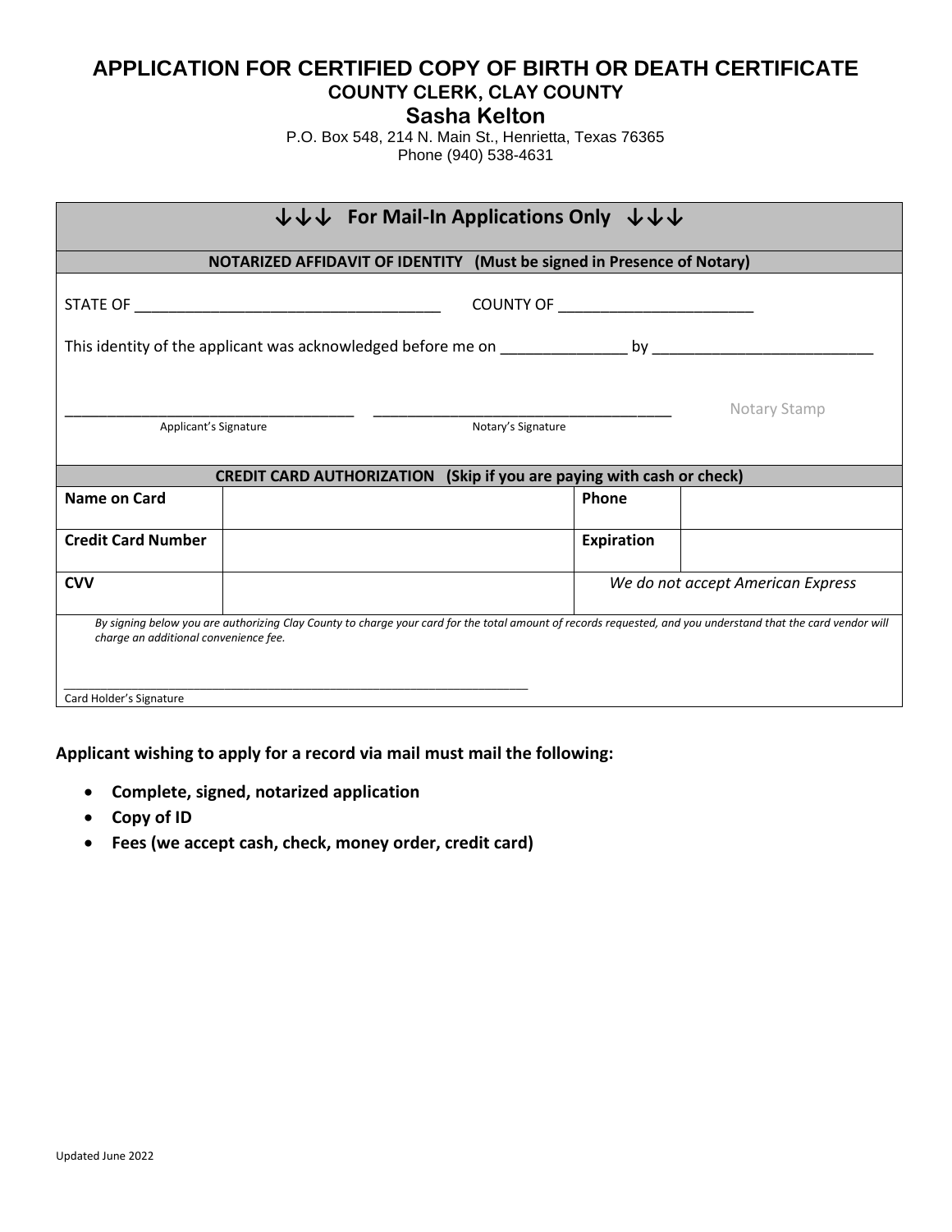# APPLICATION FOR CERTIFIED COPY OF BIRTH OR DEATH CERTIFICATE

## COUNTY CLERK, CLAY COUNTY

## Sasha Kelton

P.O. Box 548, 214 N. Main St., Henrietta, Texas 76365
Phone (940) 538-4631

## ↓↓↓ For Mail-In Applications Only ↓↓↓

**NOTARIZED AFFIDAVIT OF IDENTITY (Must be signed in Presence of Notary)**

STATE OF ___________________________________ COUNTY OF _______________________

This identity of the applicant was acknowledged before me on ______________ by _________________________

__________________________________ Applicant's Signature

___________________________________ Notary's Signature

Notary Stamp

**CREDIT CARD AUTHORIZATION (Skip if you are paying with cash or check)**

| | | | |
|---|---|---|---|
| **Name on Card** | | **Phone** | |
| **Credit Card Number** | | **Expiration** | |
| **CVV** | | *We do not accept American Express* | |

*By signing below you are authorizing Clay County to charge your card for the total amount of records requested, and you understand that the card vendor will charge an additional convenience fee.*

_________________________________________________________________
Card Holder's Signature

**Applicant wishing to apply for a record via mail must mail the following:**

- **Complete, signed, notarized application**
- **Copy of ID**
- **Fees (we accept cash, check, money order, credit card)**

Updated June 2022